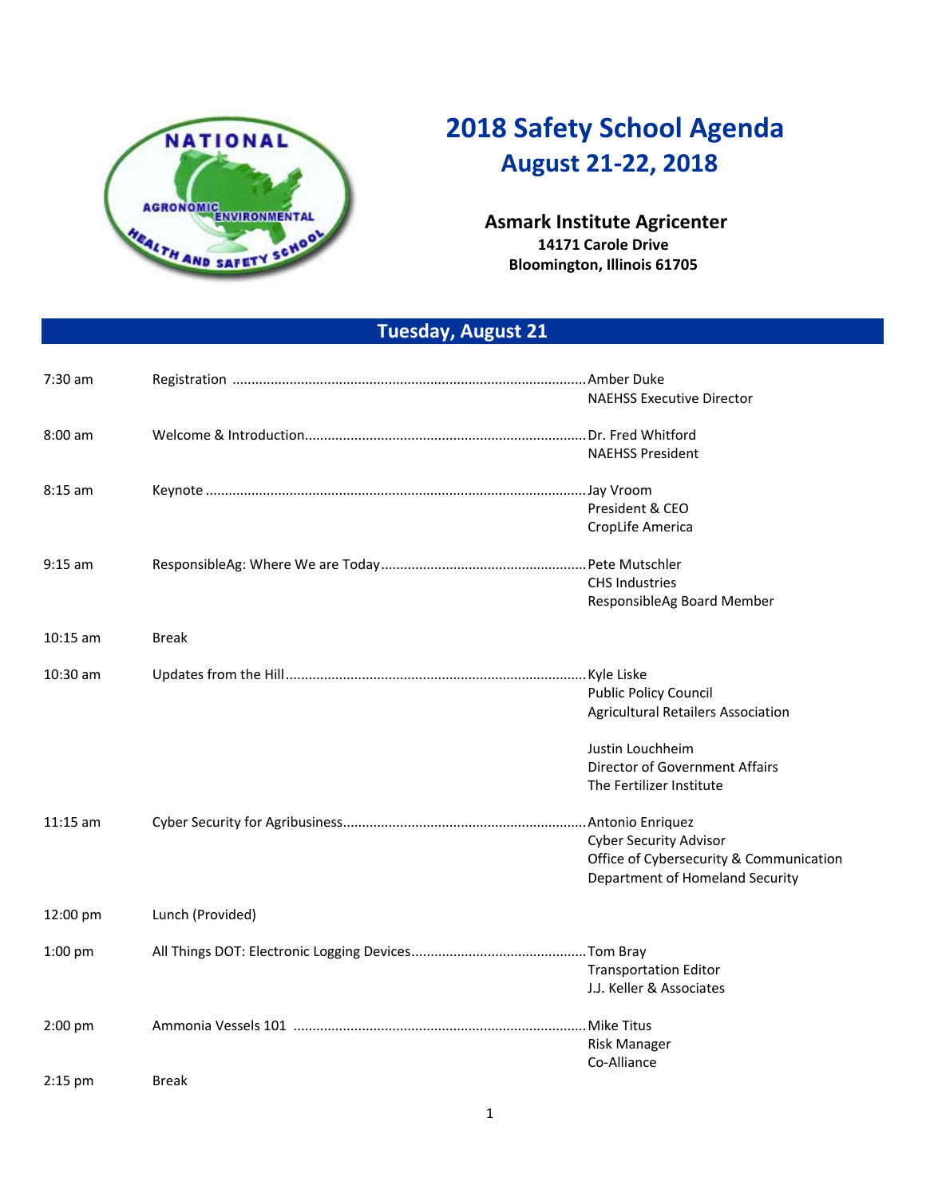# 2018 Safety School Agenda

## August 21-22, 2018

**Asmark Institute Agricenter**
**14171 Carole Drive**
**Bloomington, Illinois 61705**

## Tuesday, August 21

| Time | Session | Speaker |
|---|---|---|
| 7:30 am | Registration | Amber Duke<br>NAEHSS Executive Director |
| 8:00 am | Welcome & Introduction | Dr. Fred Whitford<br>NAEHSS President |
| 8:15 am | Keynote | Jay Vroom<br>President & CEO<br>CropLife America |
| 9:15 am | ResponsibleAg: Where We are Today | Pete Mutschler<br>CHS Industries<br>ResponsibleAg Board Member |
| 10:15 am | Break | |
| 10:30 am | Updates from the Hill | Kyle Liske<br>Public Policy Council<br>Agricultural Retailers Association<br><br>Justin Louchheim<br>Director of Government Affairs<br>The Fertilizer Institute |
| 11:15 am | Cyber Security for Agribusiness | Antonio Enriquez<br>Cyber Security Advisor<br>Office of Cybersecurity & Communication<br>Department of Homeland Security |
| 12:00 pm | Lunch (Provided) | |
| 1:00 pm | All Things DOT: Electronic Logging Devices | Tom Bray<br>Transportation Editor<br>J.J. Keller & Associates |
| 2:00 pm | Ammonia Vessels 101 | Mike Titus<br>Risk Manager<br>Co-Alliance |
| 2:15 pm | Break | |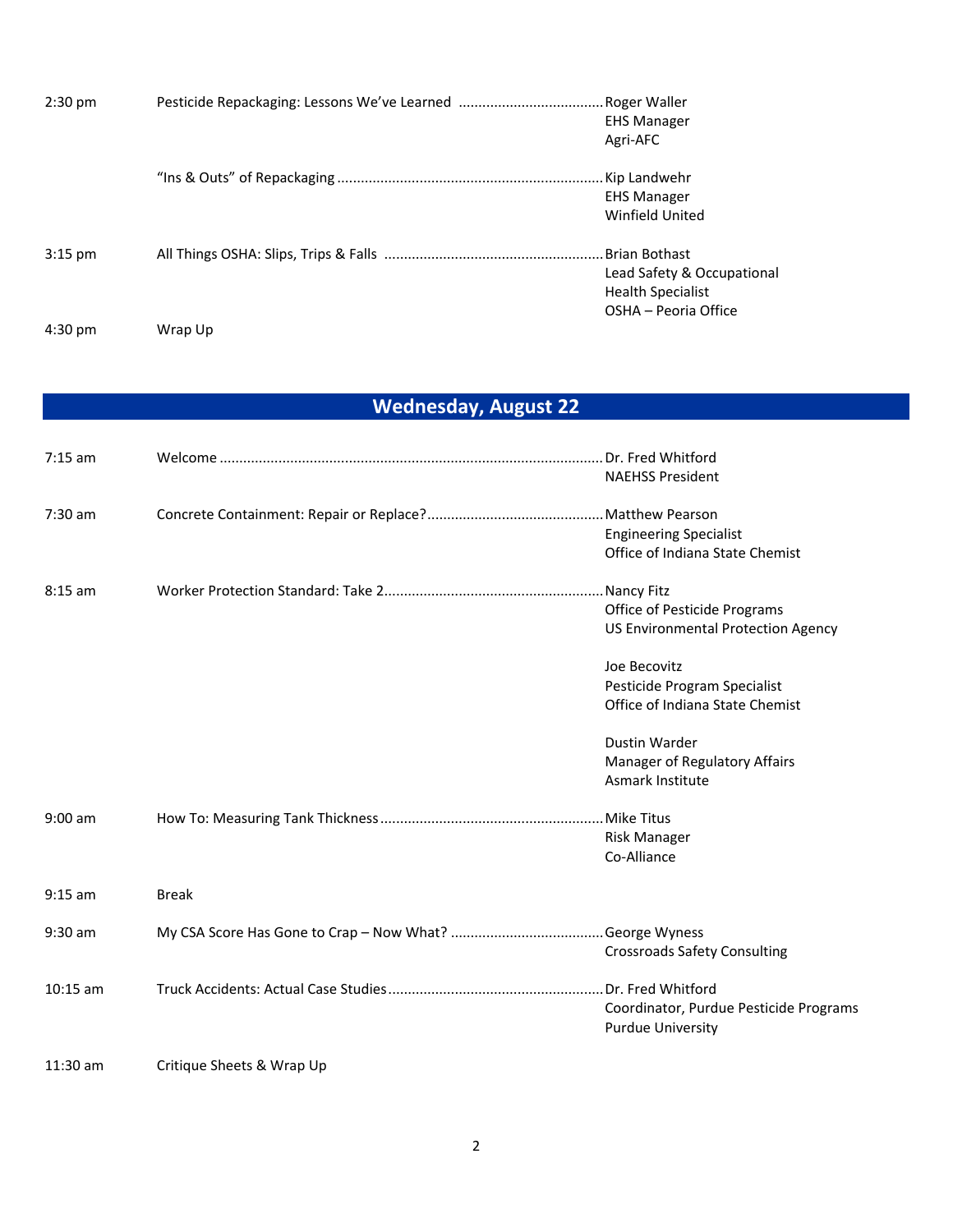| | | |
|---|---|---|
| 2:30 pm | Pesticide Repackaging: Lessons We've Learned | Roger Waller<br>EHS Manager<br>Agri-AFC |
| | "Ins & Outs" of Repackaging | Kip Landwehr<br>EHS Manager<br>Winfield United |
| 3:15 pm | All Things OSHA: Slips, Trips & Falls | Brian Bothast<br>Lead Safety & Occupational Health Specialist<br>OSHA – Peoria Office |
| 4:30 pm | Wrap Up | |

## Wednesday, August 22

| | | |
|---|---|---|
| 7:15 am | Welcome | Dr. Fred Whitford<br>NAEHSS President |
| 7:30 am | Concrete Containment: Repair or Replace? | Matthew Pearson<br>Engineering Specialist<br>Office of Indiana State Chemist |
| 8:15 am | Worker Protection Standard: Take 2 | Nancy Fitz<br>Office of Pesticide Programs<br>US Environmental Protection Agency<br><br>Joe Becovitz<br>Pesticide Program Specialist<br>Office of Indiana State Chemist<br><br>Dustin Warder<br>Manager of Regulatory Affairs<br>Asmark Institute |
| 9:00 am | How To: Measuring Tank Thickness | Mike Titus<br>Risk Manager<br>Co-Alliance |
| 9:15 am | Break | |
| 9:30 am | My CSA Score Has Gone to Crap – Now What? | George Wyness<br>Crossroads Safety Consulting |
| 10:15 am | Truck Accidents: Actual Case Studies | Dr. Fred Whitford<br>Coordinator, Purdue Pesticide Programs<br>Purdue University |
| 11:30 am | Critique Sheets & Wrap Up | |